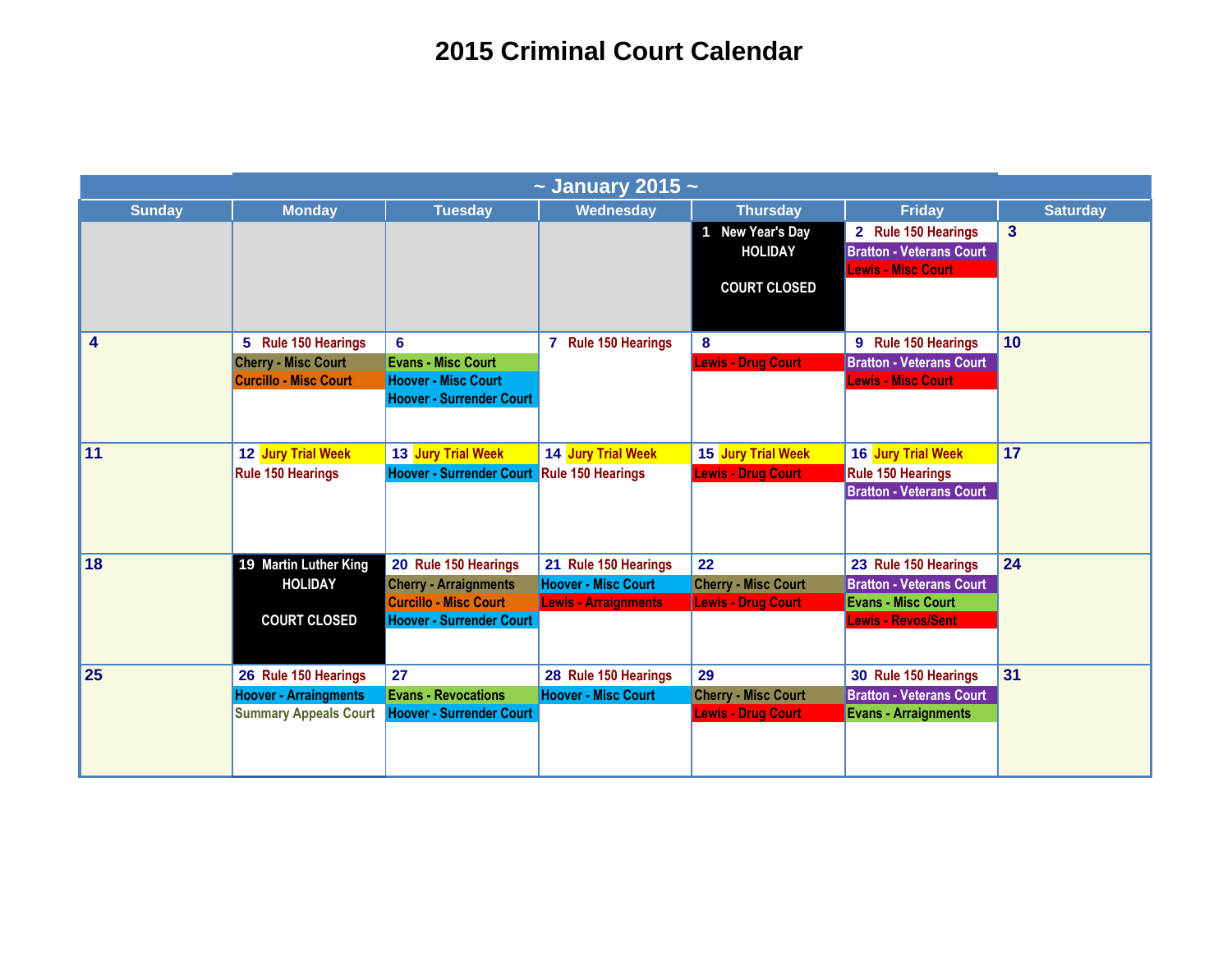# 2015 Criminal Court Calendar

| ~ January 2015 ~ | | | | | | |
|---|---|---|---|---|---|---|
| **Sunday** | **Monday** | **Tuesday** | **Wednesday** | **Thursday** | **Friday** | **Saturday** |
| | | | | 1 New Year's Day HOLIDAY<br><br>COURT CLOSED | 2 Rule 150 Hearings<br>Bratton - Veterans Court<br>Lewis - Misc Court | 3 |
| 4 | 5 Rule 150 Hearings<br>Cherry - Misc Court<br>Curcillo - Misc Court | 6<br>Evans - Misc Court<br>Hoover - Misc Court<br>Hoover - Surrender Court | 7 Rule 150 Hearings | 8<br>Lewis - Drug Court | 9 Rule 150 Hearings<br>Bratton - Veterans Court<br>Lewis - Misc Court | 10 |
| 11 | 12 Jury Trial Week<br>Rule 150 Hearings | 13 Jury Trial Week<br>Hoover - Surrender Court | 14 Jury Trial Week<br>Rule 150 Hearings | 15 Jury Trial Week<br>Lewis - Drug Court | 16 Jury Trial Week<br>Rule 150 Hearings<br>Bratton - Veterans Court | 17 |
| 18 | 19 Martin Luther King HOLIDAY<br><br>COURT CLOSED | 20 Rule 150 Hearings<br>Cherry - Arraignments<br>Curcillo - Misc Court<br>Hoover - Surrender Court | 21 Rule 150 Hearings<br>Hoover - Misc Court<br>Lewis - Arraignments | 22<br>Cherry - Misc Court<br>Lewis - Drug Court | 23 Rule 150 Hearings<br>Bratton - Veterans Court<br>Evans - Misc Court<br>Lewis - Revos/Sent | 24 |
| 25 | 26 Rule 150 Hearings<br>Hoover - Arraingments<br>Summary Appeals Court | 27<br>Evans - Revocations<br>Hoover - Surrender Court | 28 Rule 150 Hearings<br>Hoover - Misc Court | 29<br>Cherry - Misc Court<br>Lewis - Drug Court | 30 Rule 150 Hearings<br>Bratton - Veterans Court<br>Evans - Arraignments | 31 |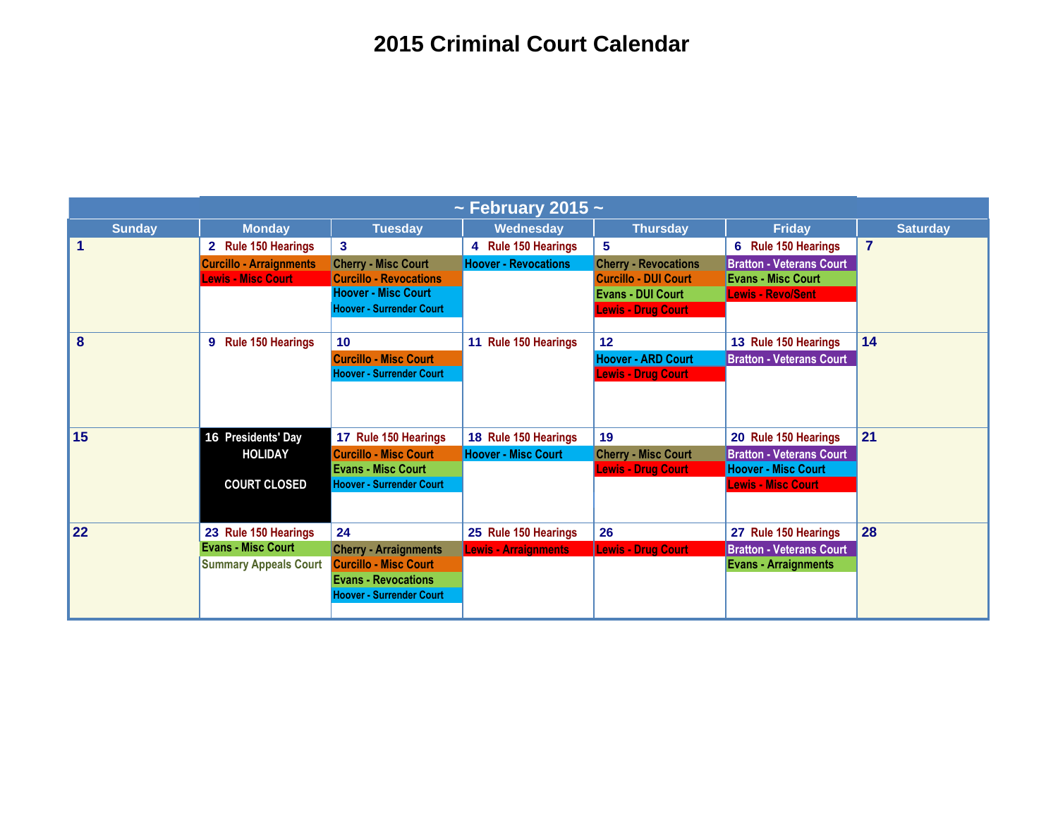# 2015 Criminal Court Calendar

| ~ February 2015 ~ | | | | | | |
|---|---|---|---|---|---|---|
| **Sunday** | **Monday** | **Tuesday** | **Wednesday** | **Thursday** | **Friday** | **Saturday** |
| 1 | 2 Rule 150 Hearings<br>Curcillo - Arraignments<br>Lewis - Misc Court | 3<br>Cherry - Misc Court<br>Curcillo - Revocations<br>Hoover - Misc Court<br>Hoover - Surrender Court | 4 Rule 150 Hearings<br>Hoover - Revocations | 5<br>Cherry - Revocations<br>Curcillo - DUI Court<br>Evans - DUI Court<br>Lewis - Drug Court | 6 Rule 150 Hearings<br>Bratton - Veterans Court<br>Evans - Misc Court<br>Lewis - Revo/Sent | 7 |
| 8 | 9 Rule 150 Hearings | 10<br>Curcillo - Misc Court<br>Hoover - Surrender Court | 11 Rule 150 Hearings | 12<br>Hoover - ARD Court<br>Lewis - Drug Court | 13 Rule 150 Hearings<br>Bratton - Veterans Court | 14 |
| 15 | 16 Presidents' Day<br>HOLIDAY<br>COURT CLOSED | 17 Rule 150 Hearings<br>Curcillo - Misc Court<br>Evans - Misc Court<br>Hoover - Surrender Court | 18 Rule 150 Hearings<br>Hoover - Misc Court | 19<br>Cherry - Misc Court<br>Lewis - Drug Court | 20 Rule 150 Hearings<br>Bratton - Veterans Court<br>Hoover - Misc Court<br>Lewis - Misc Court | 21 |
| 22 | 23 Rule 150 Hearings<br>Evans - Misc Court<br>Summary Appeals Court | 24<br>Cherry - Arraignments<br>Curcillo - Misc Court<br>Evans - Revocations<br>Hoover - Surrender Court | 25 Rule 150 Hearings<br>Lewis - Arraignments | 26<br>Lewis - Drug Court | 27 Rule 150 Hearings<br>Bratton - Veterans Court<br>Evans - Arraignments | 28 |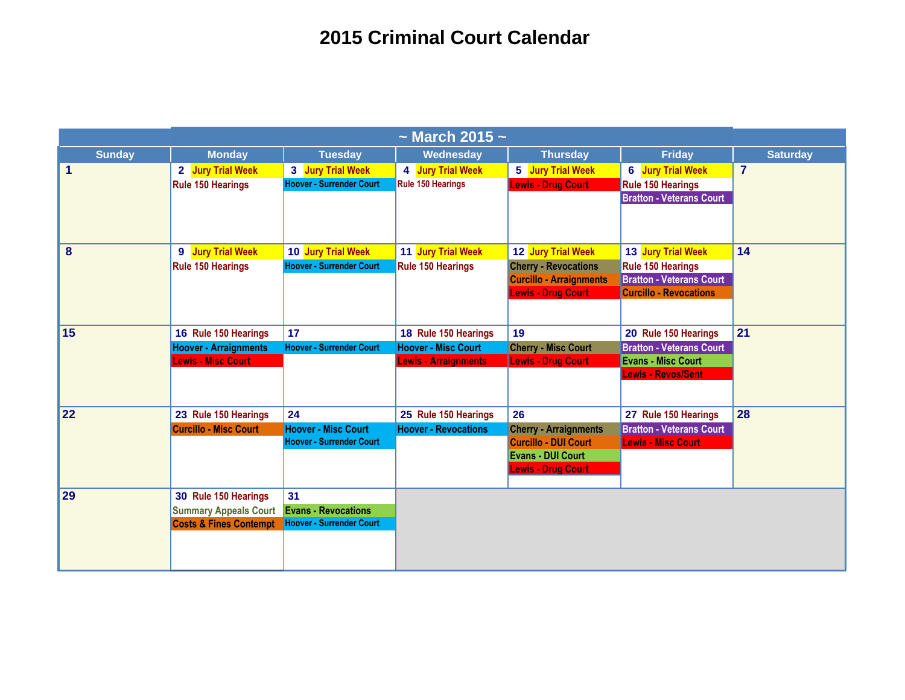# 2015 Criminal Court Calendar

| ~ March 2015 ~ | | | | | | |
|---|---|---|---|---|---|---|
| **Sunday** | **Monday** | **Tuesday** | **Wednesday** | **Thursday** | **Friday** | **Saturday** |
| 1 | 2 Jury Trial Week<br>Rule 150 Hearings | 3 Jury Trial Week<br>Hoover - Surrender Court | 4 Jury Trial Week<br>Rule 150 Hearings | 5 Jury Trial Week<br>Lewis - Drug Court | 6 Jury Trial Week<br>Rule 150 Hearings<br>Bratton - Veterans Court | 7 |
| 8 | 9 Jury Trial Week<br>Rule 150 Hearings | 10 Jury Trial Week<br>Hoover - Surrender Court | 11 Jury Trial Week<br>Rule 150 Hearings | 12 Jury Trial Week<br>Cherry - Revocations<br>Curcillo - Arraignments<br>Lewis - Drug Court | 13 Jury Trial Week<br>Rule 150 Hearings<br>Bratton - Veterans Court<br>Curcillo - Revocations | 14 |
| 15 | 16 Rule 150 Hearings<br>Hoover - Arraignments<br>Lewis - Misc Court | 17<br>Hoover - Surrender Court | 18 Rule 150 Hearings<br>Hoover - Misc Court<br>Lewis - Arraignments | 19<br>Cherry - Misc Court<br>Lewis - Drug Court | 20 Rule 150 Hearings<br>Bratton - Veterans Court<br>Evans - Misc Court<br>Lewis - Revos/Sent | 21 |
| 22 | 23 Rule 150 Hearings<br>Curcillo - Misc Court | 24<br>Hoover - Misc Court<br>Hoover - Surrender Court | 25 Rule 150 Hearings<br>Hoover - Revocations | 26<br>Cherry - Arraignments<br>Curcillo - DUI Court<br>Evans - DUI Court<br>Lewis - Drug Court | 27 Rule 150 Hearings<br>Bratton - Veterans Court<br>Lewis - Misc Court | 28 |
| 29 | 30 Rule 150 Hearings<br>Summary Appeals Court<br>Costs & Fines Contempt | 31<br>Evans - Revocations<br>Hoover - Surrender Court | | | | |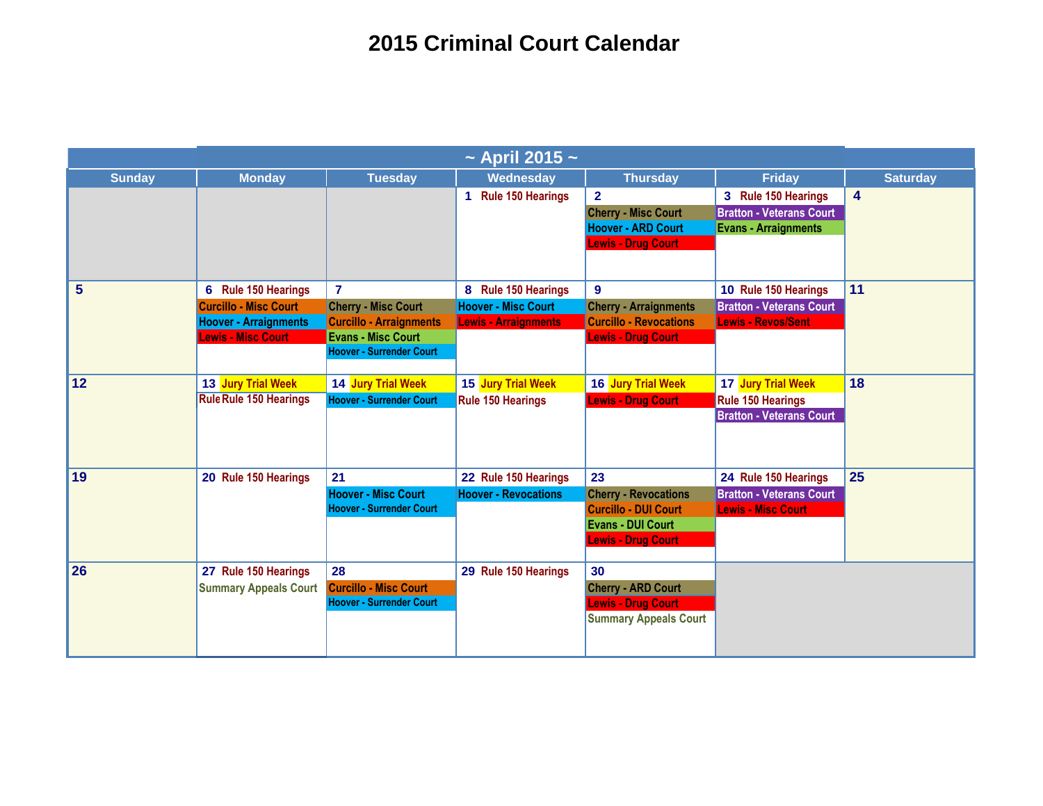# 2015 Criminal Court Calendar

## ~ April 2015 ~

| Sunday | Monday | Tuesday | Wednesday | Thursday | Friday | Saturday |
|---|---|---|---|---|---|---|
| | | | 1 Rule 150 Hearings | 2<br>Cherry - Misc Court<br>Hoover - ARD Court<br>Lewis - Drug Court | 3 Rule 150 Hearings<br>Bratton - Veterans Court<br>Evans - Arraignments | 4 |
| 5 | 6 Rule 150 Hearings<br>Curcillo - Misc Court<br>Hoover - Arraignments<br>Lewis - Misc Court | 7<br>Cherry - Misc Court<br>Curcillo - Arraignments<br>Evans - Misc Court<br>Hoover - Surrender Court | 8 Rule 150 Hearings<br>Hoover - Misc Court<br>Lewis - Arraignments | 9<br>Cherry - Arraignments<br>Curcillo - Revocations<br>Lewis - Drug Court | 10 Rule 150 Hearings<br>Bratton - Veterans Court<br>Lewis - Revos/Sent | 11 |
| 12 | 13 Jury Trial Week<br>Rule Rule 150 Hearings | 14 Jury Trial Week<br>Hoover - Surrender Court | 15 Jury Trial Week<br>Rule 150 Hearings | 16 Jury Trial Week<br>Lewis - Drug Court | 17 Jury Trial Week<br>Rule 150 Hearings<br>Bratton - Veterans Court | 18 |
| 19 | 20 Rule 150 Hearings | 21<br>Hoover - Misc Court<br>Hoover - Surrender Court | 22 Rule 150 Hearings<br>Hoover - Revocations | 23<br>Cherry - Revocations<br>Curcillo - DUI Court<br>Evans - DUI Court<br>Lewis - Drug Court | 24 Rule 150 Hearings<br>Bratton - Veterans Court<br>Lewis - Misc Court | 25 |
| 26 | 27 Rule 150 Hearings<br>Summary Appeals Court | 28<br>Curcillo - Misc Court<br>Hoover - Surrender Court | 29 Rule 150 Hearings | 30<br>Cherry - ARD Court<br>Lewis - Drug Court<br>Summary Appeals Court | | |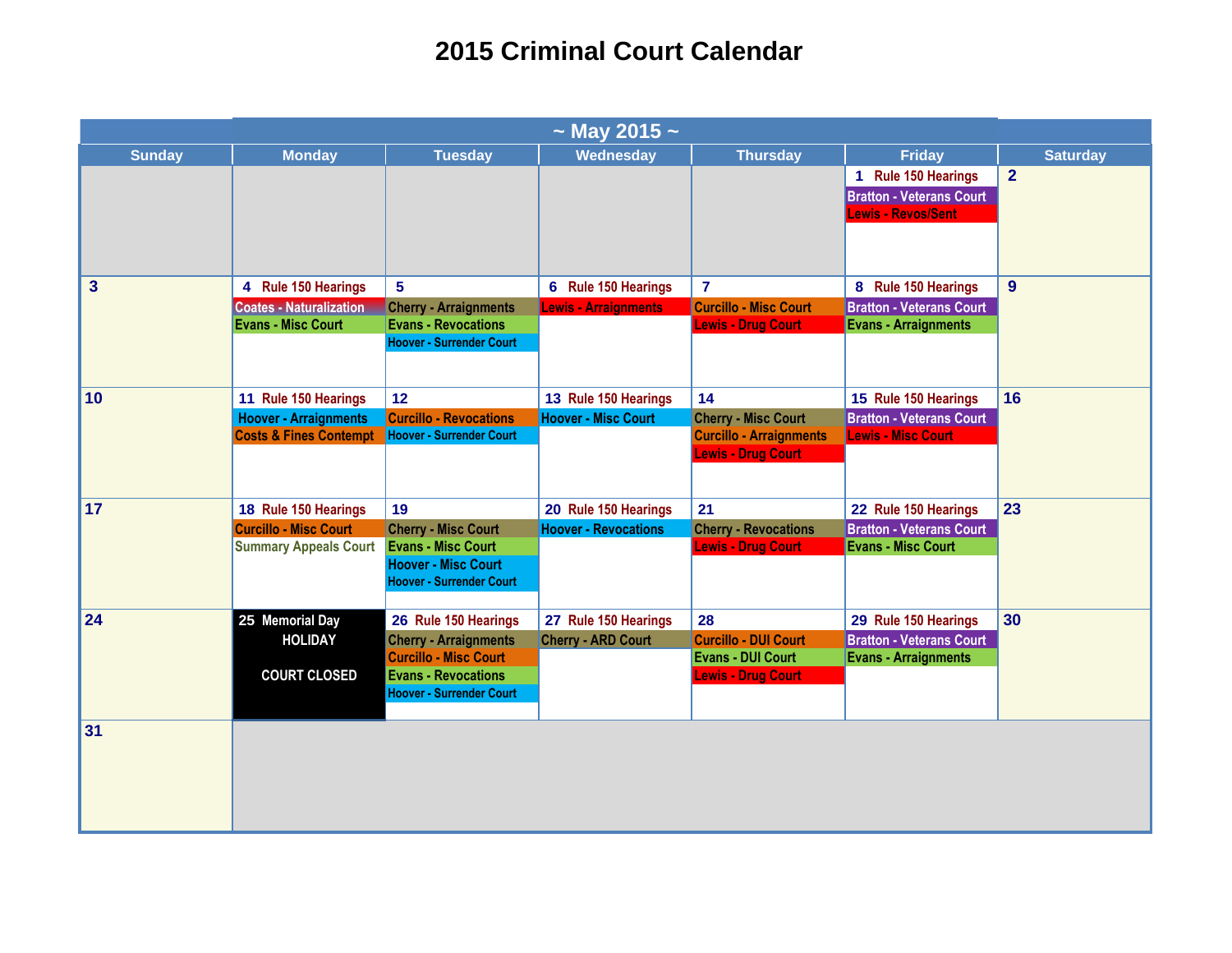# 2015 Criminal Court Calendar

| ~ May 2015 ~ | | | | | | |
|---|---|---|---|---|---|---|
| **Sunday** | **Monday** | **Tuesday** | **Wednesday** | **Thursday** | **Friday** | **Saturday** |
| | | | | | 1 Rule 150 Hearings<br>Bratton - Veterans Court<br>Lewis - Revos/Sent | 2 |
| 3 | 4 Rule 150 Hearings<br>Coates - Naturalization<br>Evans - Misc Court | 5<br>Cherry - Arraignments<br>Evans - Revocations<br>Hoover - Surrender Court | 6 Rule 150 Hearings<br>Lewis - Arraignments | 7<br>Curcillo - Misc Court<br>Lewis - Drug Court | 8 Rule 150 Hearings<br>Bratton - Veterans Court<br>Evans - Arraignments | 9 |
| 10 | 11 Rule 150 Hearings<br>Hoover - Arraignments<br>Costs & Fines Contempt | 12<br>Curcillo - Revocations<br>Hoover - Surrender Court | 13 Rule 150 Hearings<br>Hoover - Misc Court | 14<br>Cherry - Misc Court<br>Curcillo - Arraignments<br>Lewis - Drug Court | 15 Rule 150 Hearings<br>Bratton - Veterans Court<br>Lewis - Misc Court | 16 |
| 17 | 18 Rule 150 Hearings<br>Curcillo - Misc Court<br>Summary Appeals Court | 19<br>Cherry - Misc Court<br>Evans - Misc Court<br>Hoover - Misc Court<br>Hoover - Surrender Court | 20 Rule 150 Hearings<br>Hoover - Revocations | 21<br>Cherry - Revocations<br>Lewis - Drug Court | 22 Rule 150 Hearings<br>Bratton - Veterans Court<br>Evans - Misc Court | 23 |
| 24 | 25 Memorial Day<br>HOLIDAY<br>COURT CLOSED | 26 Rule 150 Hearings<br>Cherry - Arraignments<br>Curcillo - Misc Court<br>Evans - Revocations<br>Hoover - Surrender Court | 27 Rule 150 Hearings<br>Cherry - ARD Court | 28<br>Curcillo - DUI Court<br>Evans - DUI Court<br>Lewis - Drug Court | 29 Rule 150 Hearings<br>Bratton - Veterans Court<br>Evans - Arraignments | 30 |
| 31 | | | | | | |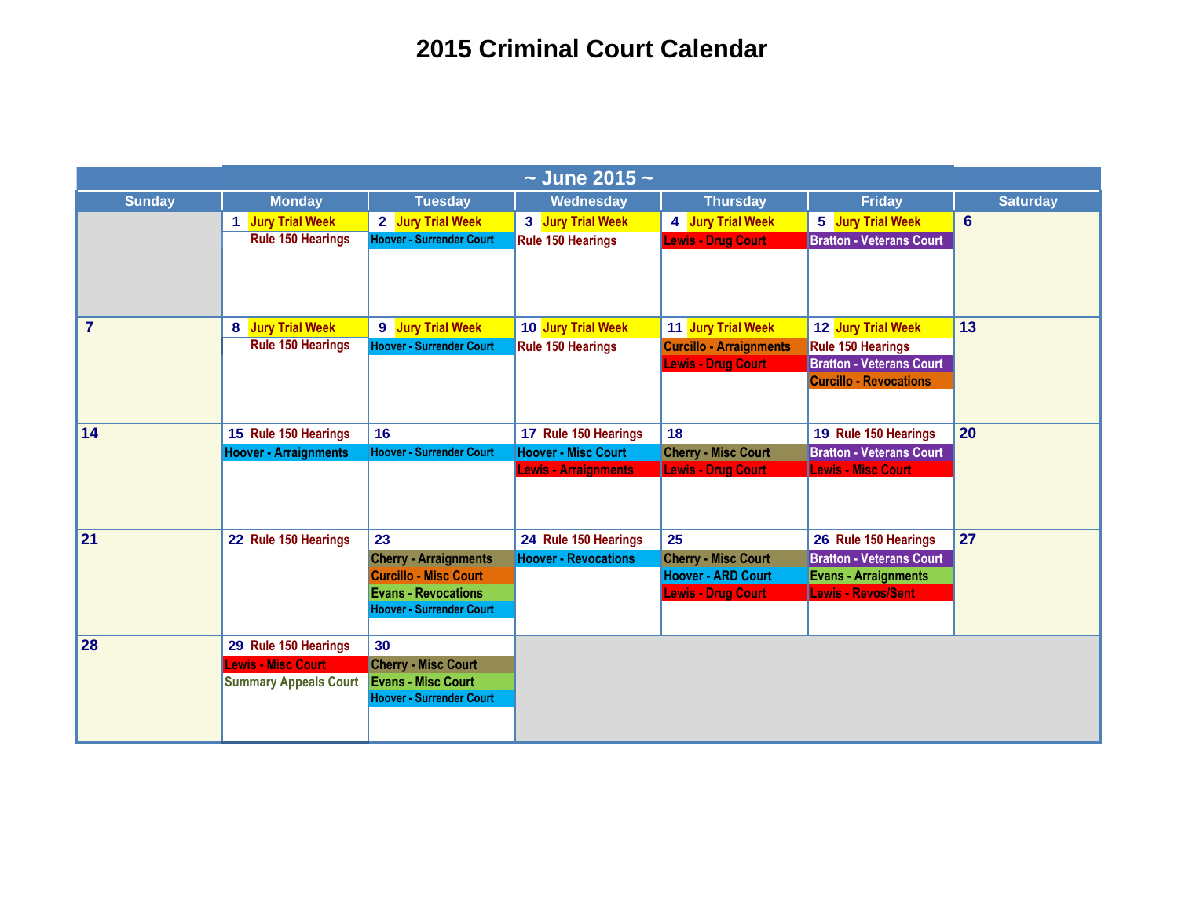# 2015 Criminal Court Calendar

| ~ June 2015 ~ | | | | | | |
|---|---|---|---|---|---|---|
| **Sunday** | **Monday** | **Tuesday** | **Wednesday** | **Thursday** | **Friday** | **Saturday** |
| | **1** Jury Trial Week<br>Rule 150 Hearings | **2** Jury Trial Week<br>Hoover - Surrender Court | **3** Jury Trial Week<br>Rule 150 Hearings | **4** Jury Trial Week<br>Lewis - Drug Court | **5** Jury Trial Week<br>Bratton - Veterans Court | **6** |
| **7** | **8** Jury Trial Week<br>Rule 150 Hearings | **9** Jury Trial Week<br>Hoover - Surrender Court | **10** Jury Trial Week<br>Rule 150 Hearings | **11** Jury Trial Week<br>Curcillo - Arraignments<br>Lewis - Drug Court | **12** Jury Trial Week<br>Rule 150 Hearings<br>Bratton - Veterans Court<br>Curcillo - Revocations | **13** |
| **14** | **15** Rule 150 Hearings<br>Hoover - Arraignments | **16**<br>Hoover - Surrender Court | **17** Rule 150 Hearings<br>Hoover - Misc Court<br>Lewis - Arraignments | **18**<br>Cherry - Misc Court<br>Lewis - Drug Court | **19** Rule 150 Hearings<br>Bratton - Veterans Court<br>Lewis - Misc Court | **20** |
| **21** | **22** Rule 150 Hearings | **23**<br>Cherry - Arraignments<br>Curcillo - Misc Court<br>Evans - Revocations<br>Hoover - Surrender Court | **24** Rule 150 Hearings<br>Hoover - Revocations | **25**<br>Cherry - Misc Court<br>Hoover - ARD Court<br>Lewis - Drug Court | **26** Rule 150 Hearings<br>Bratton - Veterans Court<br>Evans - Arraignments<br>Lewis - Revos/Sent | **27** |
| **28** | **29** Rule 150 Hearings<br>Lewis - Misc Court<br>Summary Appeals Court | **30**<br>Cherry - Misc Court<br>Evans - Misc Court<br>Hoover - Surrender Court | | | | |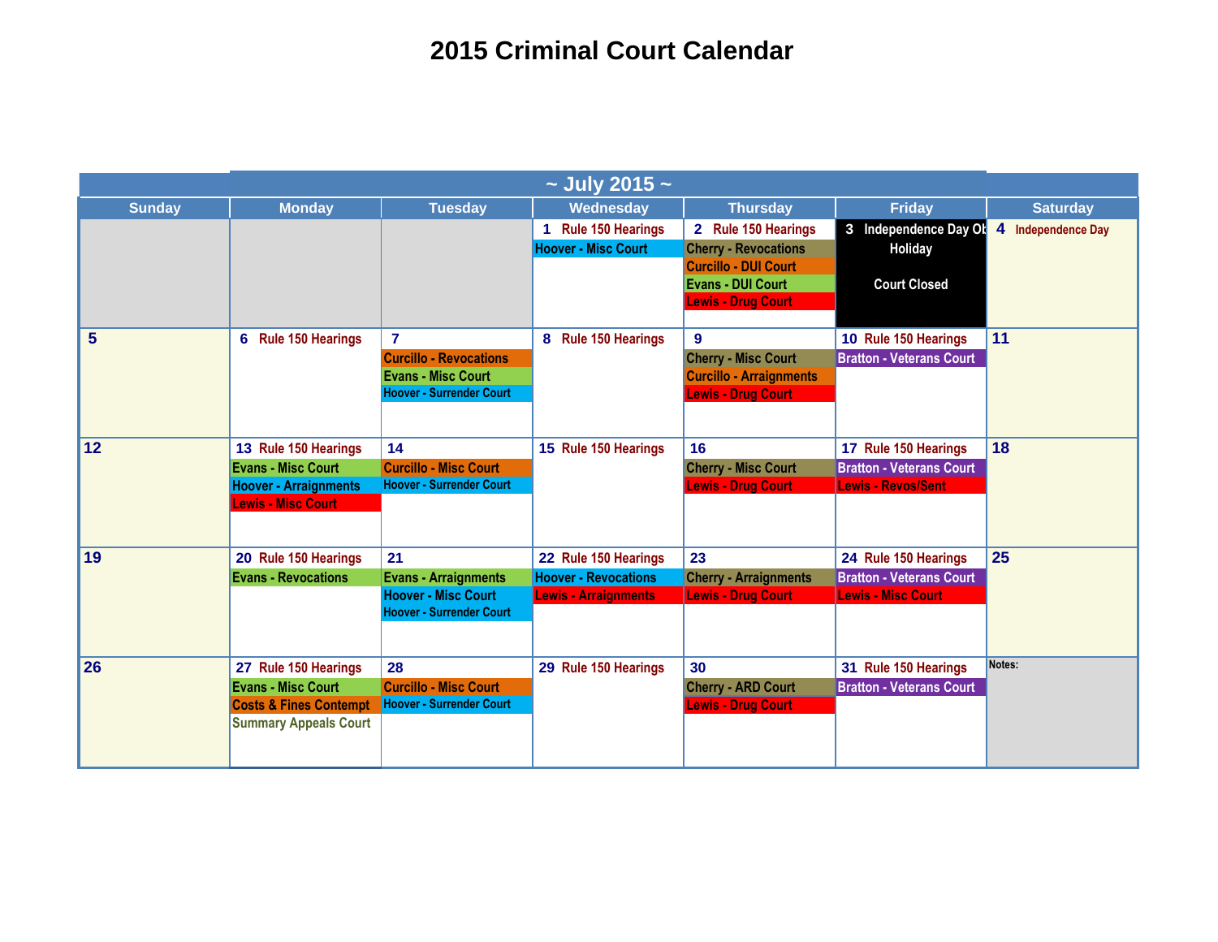# 2015 Criminal Court Calendar

| ~ July 2015 ~ | | | | | | |
|---|---|---|---|---|---|---|
| **Sunday** | **Monday** | **Tuesday** | **Wednesday** | **Thursday** | **Friday** | **Saturday** |
| | | | 1 Rule 150 Hearings<br>Hoover - Misc Court | 2 Rule 150 Hearings<br>Cherry - Revocations<br>Curcillo - DUI Court<br>Evans - DUI Court<br>Lewis - Drug Court | 3 Independence Day Ob<br>Holiday<br><br>Court Closed | 4 Independence Day |
| 5 | 6 Rule 150 Hearings | 7<br>Curcillo - Revocations<br>Evans - Misc Court<br>Hoover - Surrender Court | 8 Rule 150 Hearings | 9<br>Cherry - Misc Court<br>Curcillo - Arraignments<br>Lewis - Drug Court | 10 Rule 150 Hearings<br>Bratton - Veterans Court | 11 |
| 12 | 13 Rule 150 Hearings<br>Evans - Misc Court<br>Hoover - Arraignments<br>Lewis - Misc Court | 14<br>Curcillo - Misc Court<br>Hoover - Surrender Court | 15 Rule 150 Hearings | 16<br>Cherry - Misc Court<br>Lewis - Drug Court | 17 Rule 150 Hearings<br>Bratton - Veterans Court<br>Lewis - Revos/Sent | 18 |
| 19 | 20 Rule 150 Hearings<br>Evans - Revocations | 21<br>Evans - Arraignments<br>Hoover - Misc Court<br>Hoover - Surrender Court | 22 Rule 150 Hearings<br>Hoover - Revocations<br>Lewis - Arraignments | 23<br>Cherry - Arraignments<br>Lewis - Drug Court | 24 Rule 150 Hearings<br>Bratton - Veterans Court<br>Lewis - Misc Court | 25 |
| 26 | 27 Rule 150 Hearings<br>Evans - Misc Court<br>Costs & Fines Contempt<br>Summary Appeals Court | 28<br>Curcillo - Misc Court<br>Hoover - Surrender Court | 29 Rule 150 Hearings | 30<br>Cherry - ARD Court<br>Lewis - Drug Court | 31 Rule 150 Hearings<br>Bratton - Veterans Court | Notes: |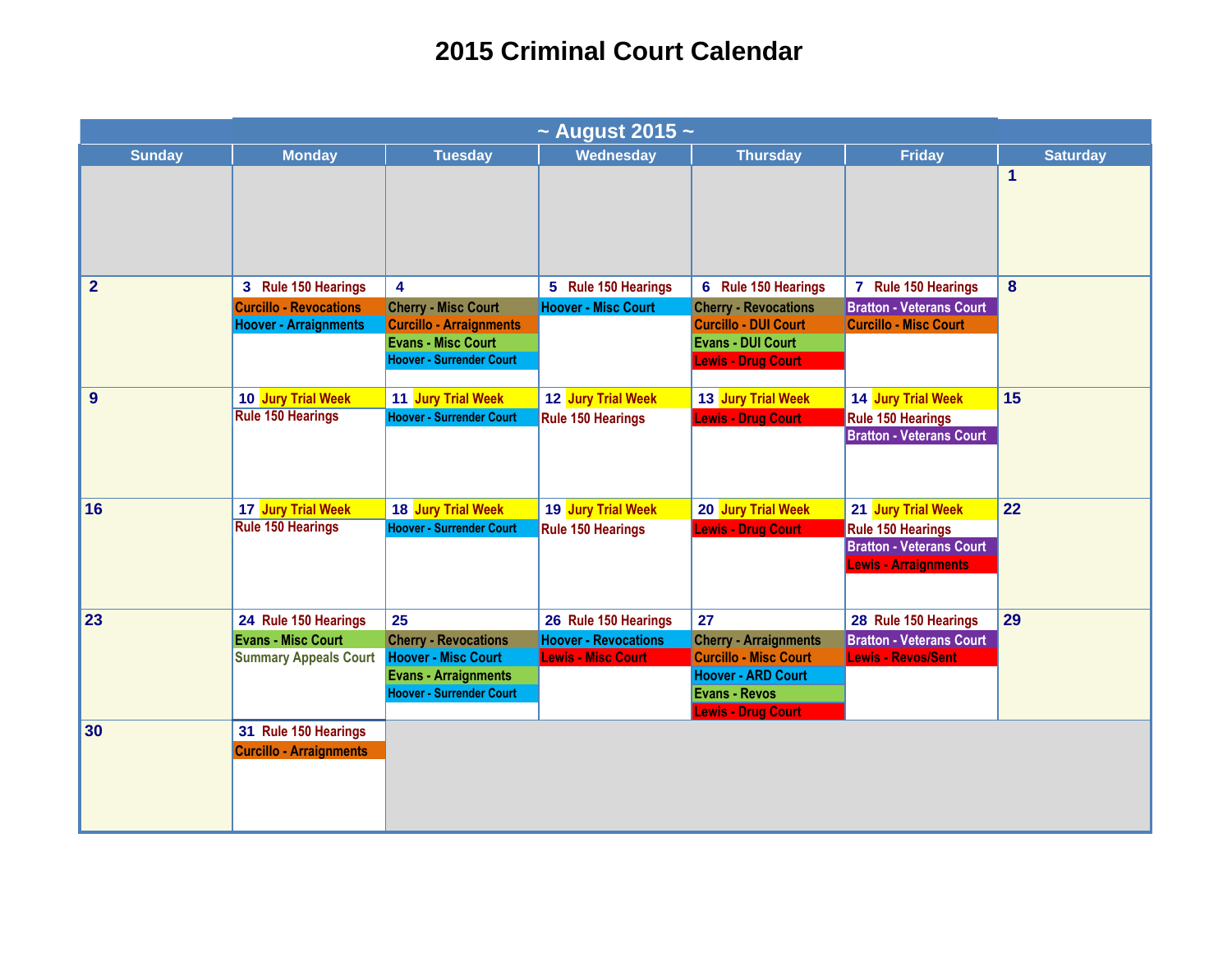# 2015 Criminal Court Calendar

| ~ August 2015 ~ | | | | | | |
|---|---|---|---|---|---|---|
| **Sunday** | **Monday** | **Tuesday** | **Wednesday** | **Thursday** | **Friday** | **Saturday** |
| | | | | | | 1 |
| 2 | 3 Rule 150 Hearings<br>Curcillo - Revocations<br>Hoover - Arraignments | 4<br>Cherry - Misc Court<br>Curcillo - Arraignments<br>Evans - Misc Court<br>Hoover - Surrender Court | 5 Rule 150 Hearings<br>Hoover - Misc Court | 6 Rule 150 Hearings<br>Cherry - Revocations<br>Curcillo - DUI Court<br>Evans - DUI Court<br>Lewis - Drug Court | 7 Rule 150 Hearings<br>Bratton - Veterans Court<br>Curcillo - Misc Court | 8 |
| 9 | 10 Jury Trial Week<br>Rule 150 Hearings | 11 Jury Trial Week<br>Hoover - Surrender Court | 12 Jury Trial Week<br>Rule 150 Hearings | 13 Jury Trial Week<br>Lewis - Drug Court | 14 Jury Trial Week<br>Rule 150 Hearings<br>Bratton - Veterans Court | 15 |
| 16 | 17 Jury Trial Week<br>Rule 150 Hearings | 18 Jury Trial Week<br>Hoover - Surrender Court | 19 Jury Trial Week<br>Rule 150 Hearings | 20 Jury Trial Week<br>Lewis - Drug Court | 21 Jury Trial Week<br>Rule 150 Hearings<br>Bratton - Veterans Court<br>Lewis - Arraignments | 22 |
| 23 | 24 Rule 150 Hearings<br>Evans - Misc Court<br>Summary Appeals Court | 25<br>Cherry - Revocations<br>Hoover - Misc Court<br>Evans - Arraignments<br>Hoover - Surrender Court | 26 Rule 150 Hearings<br>Hoover - Revocations<br>Lewis - Misc Court | 27<br>Cherry - Arraignments<br>Curcillo - Misc Court<br>Hoover - ARD Court<br>Evans - Revos<br>Lewis - Drug Court | 28 Rule 150 Hearings<br>Bratton - Veterans Court<br>Lewis - Revos/Sent | 29 |
| 30 | 31 Rule 150 Hearings<br>Curcillo - Arraignments | | | | | |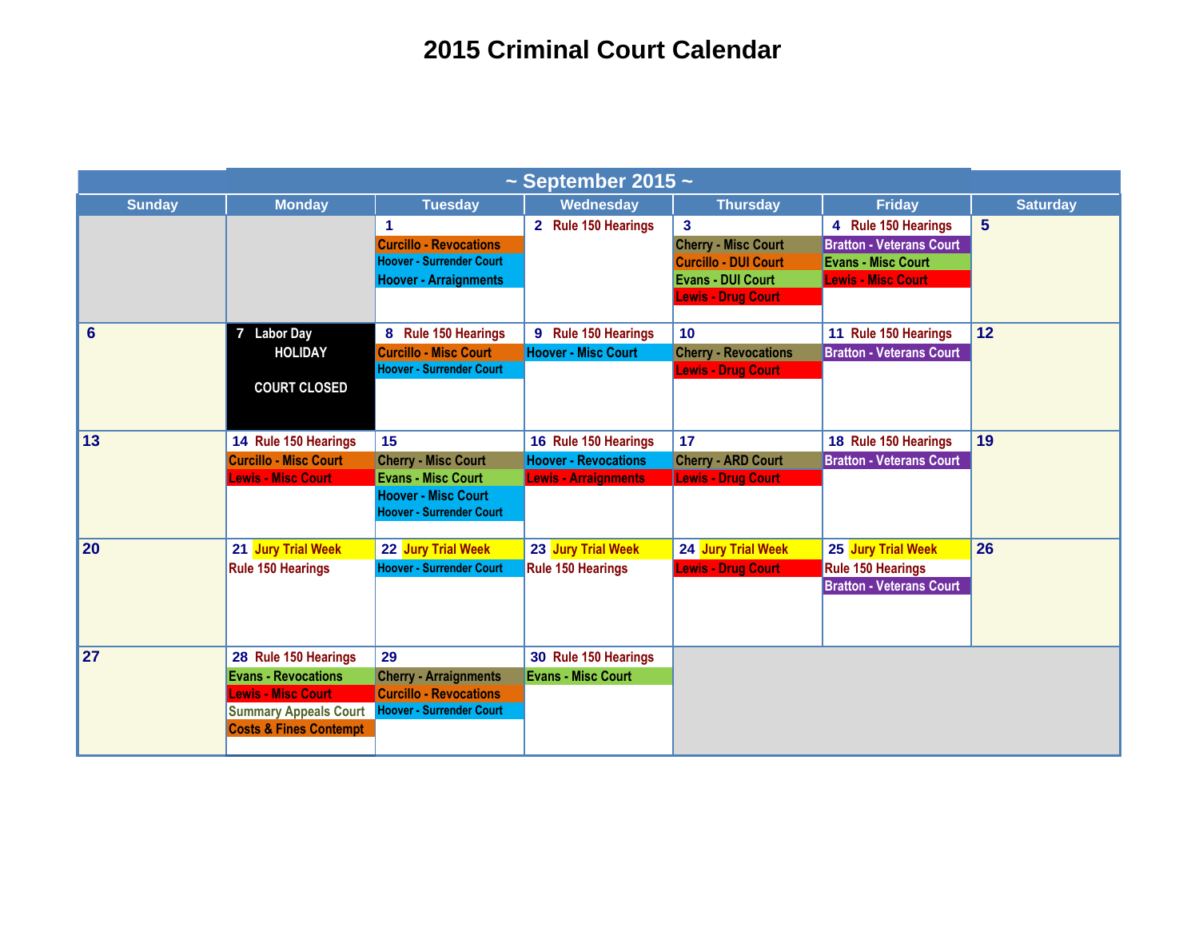# 2015 Criminal Court Calendar

## ~ September 2015 ~

| Sunday | Monday | Tuesday | Wednesday | Thursday | Friday | Saturday |
|---|---|---|---|---|---|---|
| | | 1<br>Curcillo - Revocations<br>Hoover - Surrender Court<br>Hoover - Arraignments | 2 Rule 150 Hearings | 3<br>Cherry - Misc Court<br>Curcillo - DUI Court<br>Evans - DUI Court<br>Lewis - Drug Court | 4 Rule 150 Hearings<br>Bratton - Veterans Court<br>Evans - Misc Court<br>Lewis - Misc Court | 5 |
| 6 | 7 Labor Day<br>HOLIDAY<br><br>COURT CLOSED | 8 Rule 150 Hearings<br>Curcillo - Misc Court<br>Hoover - Surrender Court | 9 Rule 150 Hearings<br>Hoover - Misc Court | 10<br>Cherry - Revocations<br>Lewis - Drug Court | 11 Rule 150 Hearings<br>Bratton - Veterans Court | 12 |
| 13 | 14 Rule 150 Hearings<br>Curcillo - Misc Court<br>Lewis - Misc Court | 15<br>Cherry - Misc Court<br>Evans - Misc Court<br>Hoover - Misc Court<br>Hoover - Surrender Court | 16 Rule 150 Hearings<br>Hoover - Revocations<br>Lewis - Arraignments | 17<br>Cherry - ARD Court<br>Lewis - Drug Court | 18 Rule 150 Hearings<br>Bratton - Veterans Court | 19 |
| 20 | 21 Jury Trial Week<br>Rule 150 Hearings | 22 Jury Trial Week<br>Hoover - Surrender Court | 23 Jury Trial Week<br>Rule 150 Hearings | 24 Jury Trial Week<br>Lewis - Drug Court | 25 Jury Trial Week<br>Rule 150 Hearings<br>Bratton - Veterans Court | 26 |
| 27 | 28 Rule 150 Hearings<br>Evans - Revocations<br>Lewis - Misc Court<br>Summary Appeals Court<br>Costs & Fines Contempt | 29<br>Cherry - Arraignments<br>Curcillo - Revocations<br>Hoover - Surrender Court | 30 Rule 150 Hearings<br>Evans - Misc Court | | | |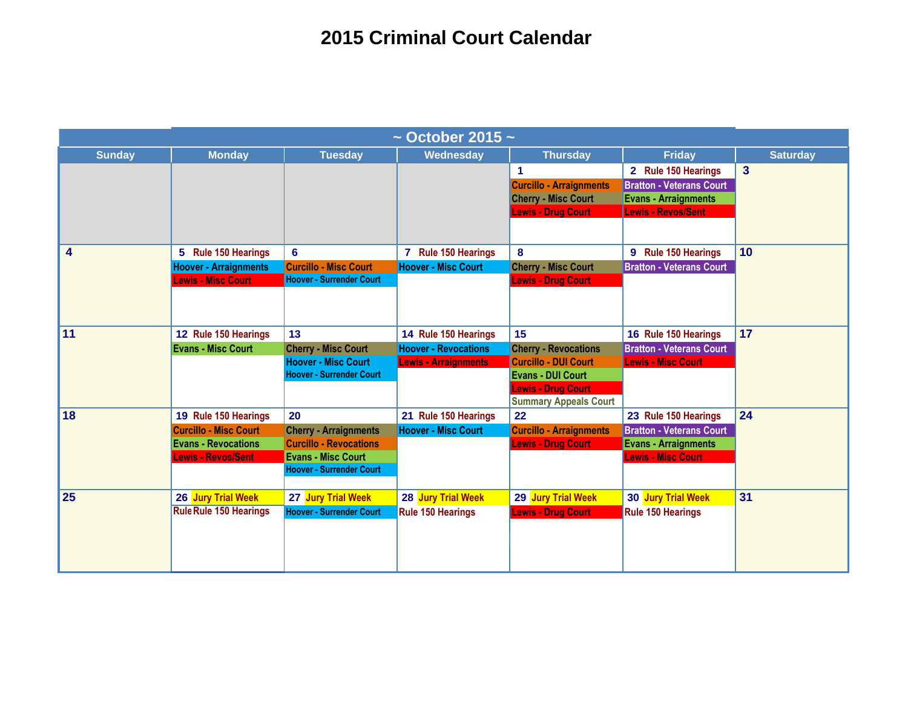# 2015 Criminal Court Calendar

| ~ October 2015 ~ | | | | | | |
|---|---|---|---|---|---|---|
| **Sunday** | **Monday** | **Tuesday** | **Wednesday** | **Thursday** | **Friday** | **Saturday** |
| | | | | 1<br>Curcillo - Arraignments<br>Cherry - Misc Court<br>Lewis - Drug Court | 2 Rule 150 Hearings<br>Bratton - Veterans Court<br>Evans - Arraignments<br>Lewis - Revos/Sent | 3 |
| 4 | 5 Rule 150 Hearings<br>Hoover - Arraignments<br>Lewis - Misc Court | 6<br>Curcillo - Misc Court<br>Hoover - Surrender Court | 7 Rule 150 Hearings<br>Hoover - Misc Court | 8<br>Cherry - Misc Court<br>Lewis - Drug Court | 9 Rule 150 Hearings<br>Bratton - Veterans Court | 10 |
| 11 | 12 Rule 150 Hearings<br>Evans - Misc Court | 13<br>Cherry - Misc Court<br>Hoover - Misc Court<br>Hoover - Surrender Court | 14 Rule 150 Hearings<br>Hoover - Revocations<br>Lewis - Arraignments | 15<br>Cherry - Revocations<br>Curcillo - DUI Court<br>Evans - DUI Court<br>Lewis - Drug Court<br>Summary Appeals Court | 16 Rule 150 Hearings<br>Bratton - Veterans Court<br>Lewis - Misc Court | 17 |
| 18 | 19 Rule 150 Hearings<br>Curcillo - Misc Court<br>Evans - Revocations<br>Lewis - Revos/Sent | 20<br>Cherry - Arraignments<br>Curcillo - Revocations<br>Evans - Misc Court<br>Hoover - Surrender Court | 21 Rule 150 Hearings<br>Hoover - Misc Court | 22<br>Curcillo - Arraignments<br>Lewis - Drug Court | 23 Rule 150 Hearings<br>Bratton - Veterans Court<br>Evans - Arraignments<br>Lewis - Misc Court | 24 |
| 25 | 26 Jury Trial Week<br>Rule Rule 150 Hearings | 27 Jury Trial Week<br>Hoover - Surrender Court | 28 Jury Trial Week<br>Rule 150 Hearings | 29 Jury Trial Week<br>Lewis - Drug Court | 30 Jury Trial Week<br>Rule 150 Hearings | 31 |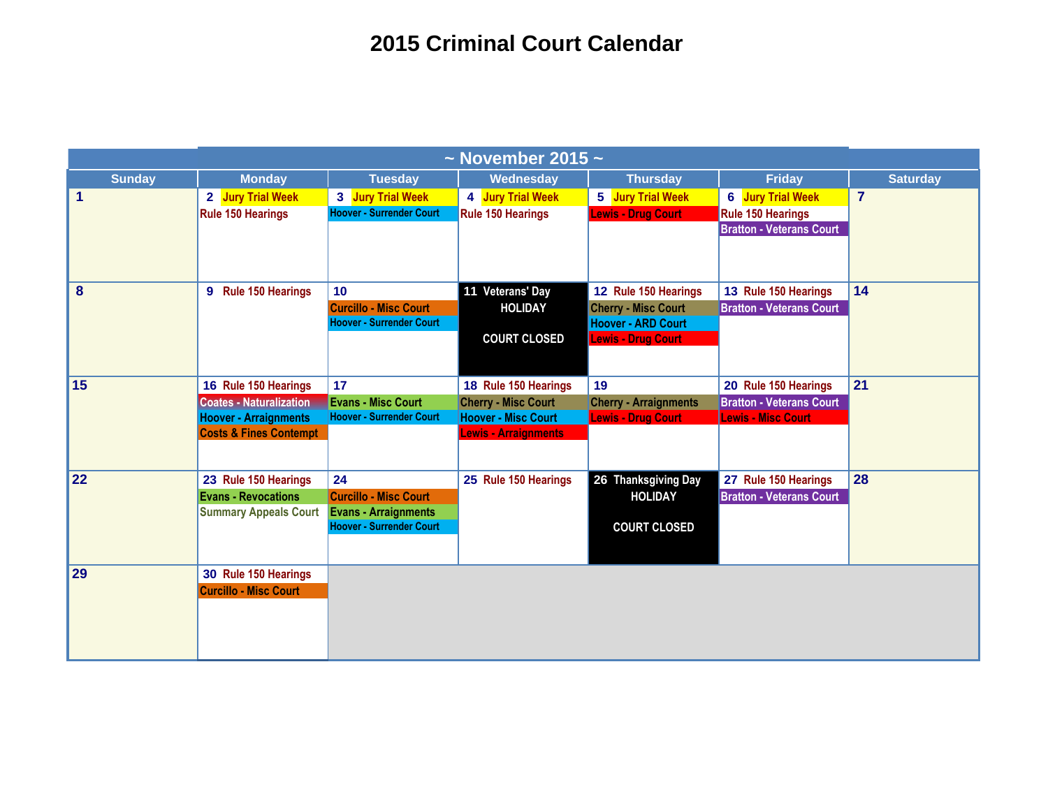# 2015 Criminal Court Calendar

| ~ November 2015 ~ | | | | | | |
|---|---|---|---|---|---|---|
| **Sunday** | **Monday** | **Tuesday** | **Wednesday** | **Thursday** | **Friday** | **Saturday** |
| 1 | 2 Jury Trial Week<br>Rule 150 Hearings | 3 Jury Trial Week<br>Hoover - Surrender Court | 4 Jury Trial Week<br>Rule 150 Hearings | 5 Jury Trial Week<br>Lewis - Drug Court | 6 Jury Trial Week<br>Rule 150 Hearings<br>Bratton - Veterans Court | 7 |
| 8 | 9 Rule 150 Hearings | 10<br>Curcillo - Misc Court<br>Hoover - Surrender Court | 11 Veterans' Day<br>HOLIDAY<br>COURT CLOSED | 12 Rule 150 Hearings<br>Cherry - Misc Court<br>Hoover - ARD Court<br>Lewis - Drug Court | 13 Rule 150 Hearings<br>Bratton - Veterans Court | 14 |
| 15 | 16 Rule 150 Hearings<br>Coates - Naturalization<br>Hoover - Arraignments<br>Costs & Fines Contempt | 17<br>Evans - Misc Court<br>Hoover - Surrender Court | 18 Rule 150 Hearings<br>Cherry - Misc Court<br>Hoover - Misc Court<br>Lewis - Arraignments | 19<br>Cherry - Arraignments<br>Lewis - Drug Court | 20 Rule 150 Hearings<br>Bratton - Veterans Court<br>Lewis - Misc Court | 21 |
| 22 | 23 Rule 150 Hearings<br>Evans - Revocations<br>Summary Appeals Court | 24<br>Curcillo - Misc Court<br>Evans - Arraignments<br>Hoover - Surrender Court | 25 Rule 150 Hearings | 26 Thanksgiving Day<br>HOLIDAY<br>COURT CLOSED | 27 Rule 150 Hearings<br>Bratton - Veterans Court | 28 |
| 29 | 30 Rule 150 Hearings<br>Curcillo - Misc Court | | | | | |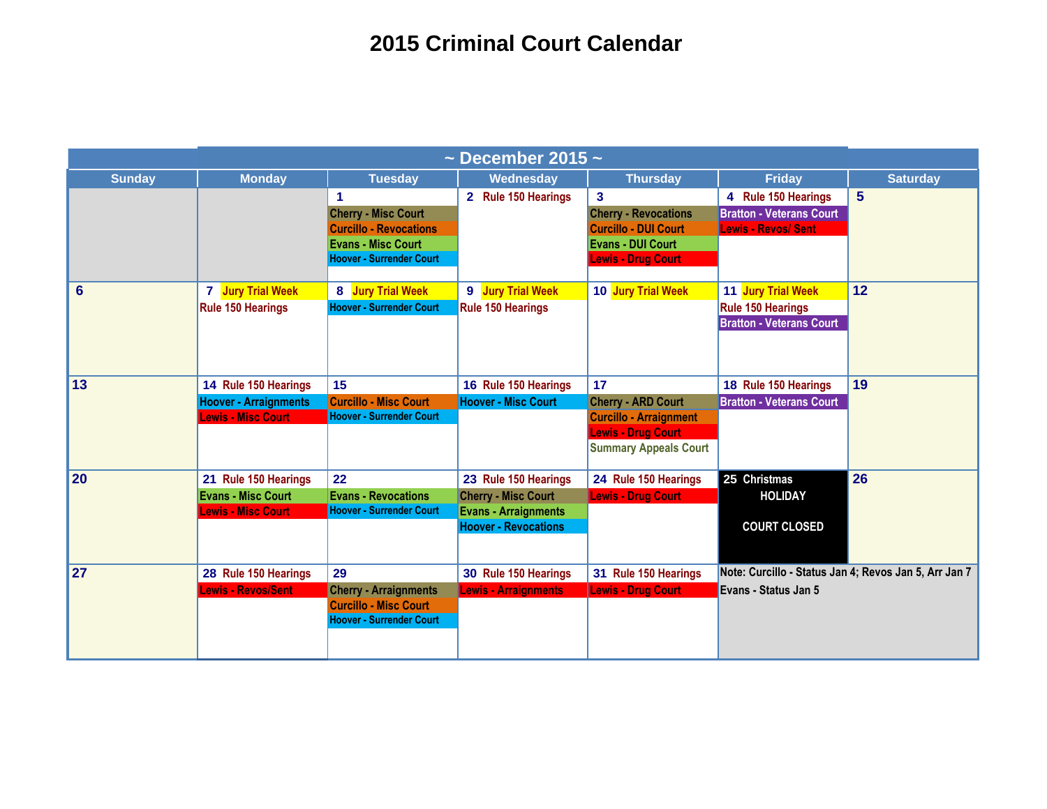# 2015 Criminal Court Calendar

## ~ December 2015 ~

| Sunday | Monday | Tuesday | Wednesday | Thursday | Friday | Saturday |
|---|---|---|---|---|---|---|
| | | 1<br>Cherry - Misc Court<br>Curcillo - Revocations<br>Evans - Misc Court<br>Hoover - Surrender Court | 2 Rule 150 Hearings | 3<br>Cherry - Revocations<br>Curcillo - DUI Court<br>Evans - DUI Court<br>Lewis - Drug Court | 4 Rule 150 Hearings<br>Bratton - Veterans Court<br>Lewis - Revos/ Sent | 5 |
| 6 | 7 Jury Trial Week<br>Rule 150 Hearings | 8 Jury Trial Week<br>Hoover - Surrender Court | 9 Jury Trial Week<br>Rule 150 Hearings | 10 Jury Trial Week | 11 Jury Trial Week<br>Rule 150 Hearings<br>Bratton - Veterans Court | 12 |
| 13 | 14 Rule 150 Hearings<br>Hoover - Arraignments<br>Lewis - Misc Court | 15<br>Curcillo - Misc Court<br>Hoover - Surrender Court | 16 Rule 150 Hearings<br>Hoover - Misc Court | 17<br>Cherry - ARD Court<br>Curcillo - Arraignment<br>Lewis - Drug Court<br>Summary Appeals Court | 18 Rule 150 Hearings<br>Bratton - Veterans Court | 19 |
| 20 | 21 Rule 150 Hearings<br>Evans - Misc Court<br>Lewis - Misc Court | 22<br>Evans - Revocations<br>Hoover - Surrender Court | 23 Rule 150 Hearings<br>Cherry - Misc Court<br>Evans - Arraignments<br>Hoover - Revocations | 24 Rule 150 Hearings<br>Lewis - Drug Court | 25 Christmas<br>HOLIDAY<br>COURT CLOSED | 26 |
| 27 | 28 Rule 150 Hearings<br>Lewis - Revos/Sent | 29<br>Cherry - Arraignments<br>Curcillo - Misc Court<br>Hoover - Surrender Court | 30 Rule 150 Hearings<br>Lewis - Arraignments | 31 Rule 150 Hearings<br>Lewis - Drug Court | Note: Curcillo - Status Jan 4; Revos Jan 5, Arr Jan 7<br>Evans - Status Jan 5 | |